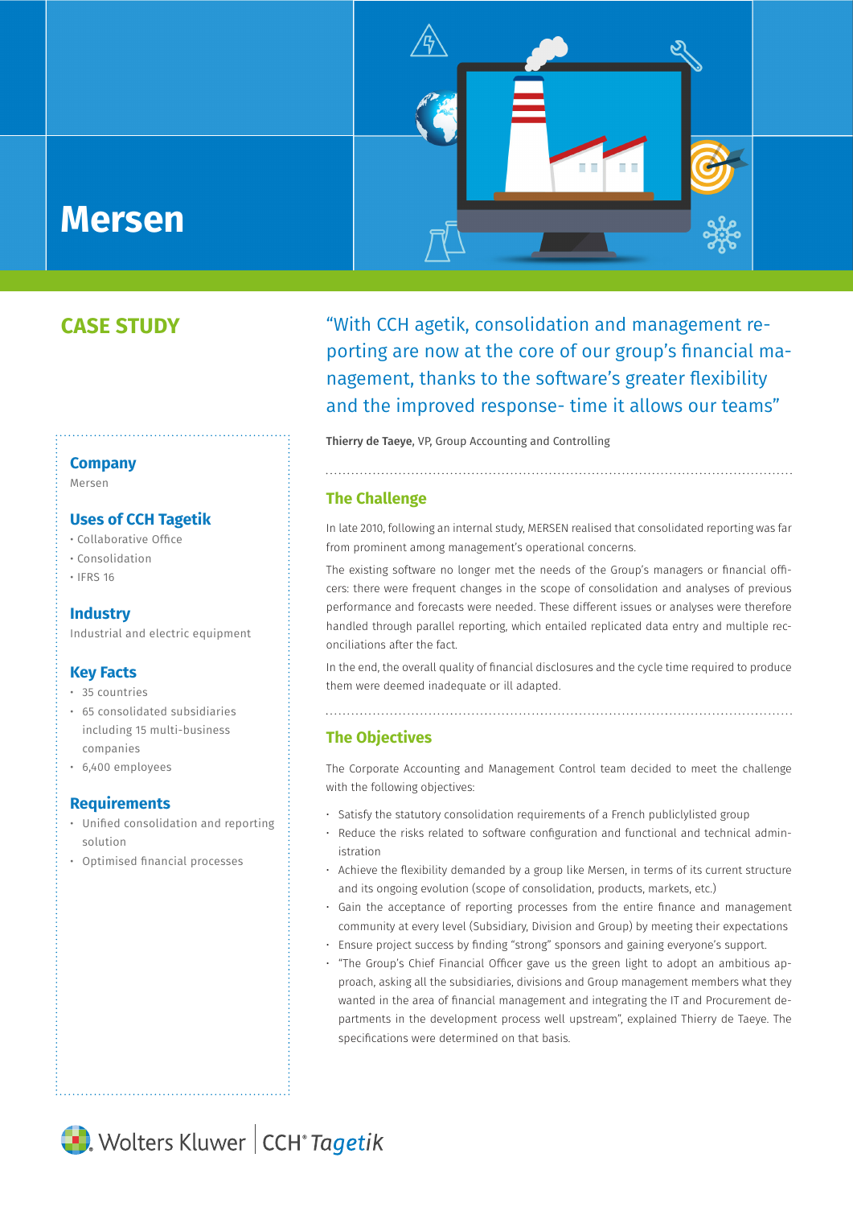# Mersen

## CASE STUDY

### Company

Mersen

### Uses of CCH Tagetik

- Collaborative Office
- Consolidation
- IFRS 16

### Industry

Industrial and electric equipment

### Key Facts

- 35 countries
- 65 consolidated subsidiaries including 15 multi-business companies
- 6,400 employees

### Requirements

- Unified consolidation and reporting solution
- Optimised financial processes

"With CCH agetik, consolidation and management reporting are now at the core of our group's financial management, thanks to the software's greater flexibility and the improved response- time it allows our teams"

**Thierry de Taeye**, VP, Group Accounting and Controlling

## The Challenge

In late 2010, following an internal study, MERSEN realised that consolidated reporting was far from prominent among management's operational concerns.

The existing software no longer met the needs of the Group's managers or financial officers: there were frequent changes in the scope of consolidation and analyses of previous performance and forecasts were needed. These different issues or analyses were therefore handled through parallel reporting, which entailed replicated data entry and multiple reconciliations after the fact.

In the end, the overall quality of financial disclosures and the cycle time required to produce them were deemed inadequate or ill adapted.

## The Objectives

The Corporate Accounting and Management Control team decided to meet the challenge with the following objectives:

- Satisfy the statutory consolidation requirements of a French publiclylisted group
- Reduce the risks related to software configuration and functional and technical administration
- Achieve the flexibility demanded by a group like Mersen, in terms of its current structure and its ongoing evolution (scope of consolidation, products, markets, etc.)
- Gain the acceptance of reporting processes from the entire finance and management community at every level (Subsidiary, Division and Group) by meeting their expectations
- Ensure project success by finding "strong" sponsors and gaining everyone's support.
- "The Group's Chief Financial Officer gave us the green light to adopt an ambitious approach, asking all the subsidiaries, divisions and Group management members what they wanted in the area of financial management and integrating the IT and Procurement departments in the development process well upstream", explained Thierry de Taeye. The specifications were determined on that basis.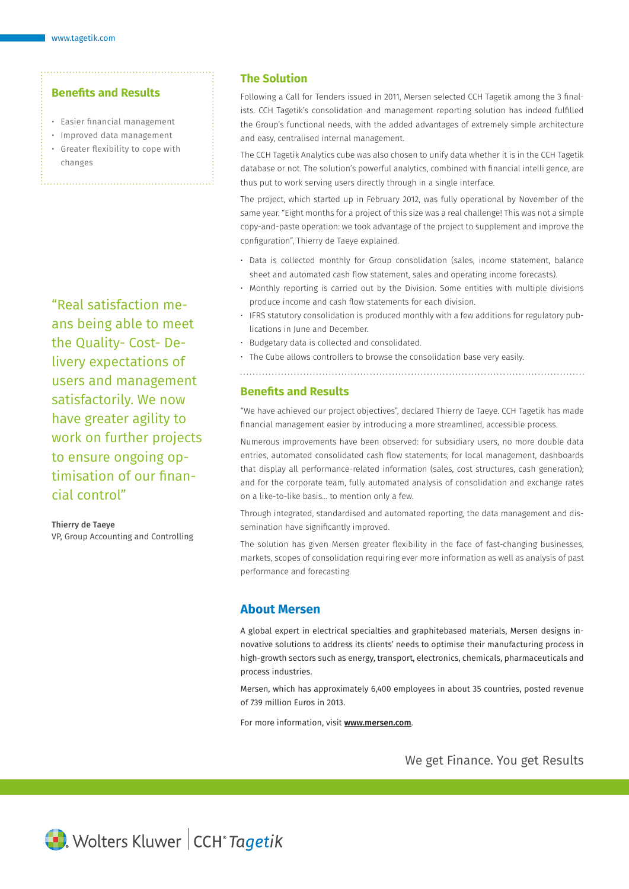## Benefits and Results

- Easier financial management
- Improved data management
- Greater flexibility to cope with changes

"Real satisfaction means being able to meet the Quality- Cost- Delivery expectations of users and management satisfactorily. We now have greater agility to work on further projects to ensure ongoing optimisation of our financial control"

**Thierry de Taeye**
VP, Group Accounting and Controlling

## The Solution

Following a Call for Tenders issued in 2011, Mersen selected CCH Tagetik among the 3 finalists. CCH Tagetik's consolidation and management reporting solution has indeed fulfilled the Group's functional needs, with the added advantages of extremely simple architecture and easy, centralised internal management.

The CCH Tagetik Analytics cube was also chosen to unify data whether it is in the CCH Tagetik database or not. The solution's powerful analytics, combined with financial intelli gence, are thus put to work serving users directly through in a single interface.

The project, which started up in February 2012, was fully operational by November of the same year. "Eight months for a project of this size was a real challenge! This was not a simple copy-and-paste operation: we took advantage of the project to supplement and improve the configuration", Thierry de Taeye explained.

- Data is collected monthly for Group consolidation (sales, income statement, balance sheet and automated cash flow statement, sales and operating income forecasts).
- Monthly reporting is carried out by the Division. Some entities with multiple divisions produce income and cash flow statements for each division.
- IFRS statutory consolidation is produced monthly with a few additions for regulatory publications in June and December.
- Budgetary data is collected and consolidated.
- The Cube allows controllers to browse the consolidation base very easily.

## Benefits and Results

"We have achieved our project objectives", declared Thierry de Taeye. CCH Tagetik has made financial management easier by introducing a more streamlined, accessible process.

Numerous improvements have been observed: for subsidiary users, no more double data entries, automated consolidated cash flow statements; for local management, dashboards that display all performance-related information (sales, cost structures, cash generation); and for the corporate team, fully automated analysis of consolidation and exchange rates on a like-to-like basis... to mention only a few.

Through integrated, standardised and automated reporting, the data management and dissemination have significantly improved.

The solution has given Mersen greater flexibility in the face of fast-changing businesses, markets, scopes of consolidation requiring ever more information as well as analysis of past performance and forecasting.

## About Mersen

A global expert in electrical specialties and graphitebased materials, Mersen designs innovative solutions to address its clients' needs to optimise their manufacturing process in high-growth sectors such as energy, transport, electronics, chemicals, pharmaceuticals and process industries.

Mersen, which has approximately 6,400 employees in about 35 countries, posted revenue of 739 million Euros in 2013.

For more information, visit **www.mersen.com**.

We get Finance. You get Results

Wolters Kluwer | CCH® Tagetik